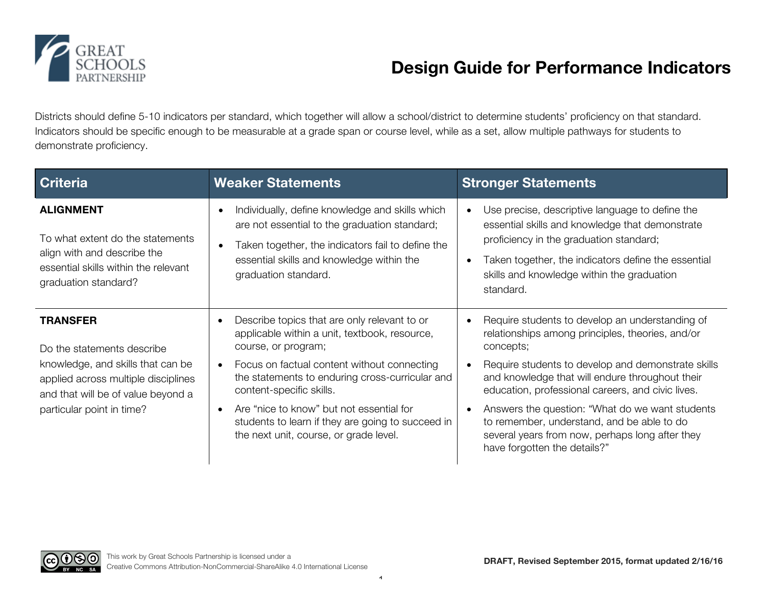# Design Guide for Performance Indicators

Districts should define 5-10 indicators per standard, which together will allow a school/district to determine students' proficiency on that standard. Indicators should be specific enough to be measurable at a grade span or course level, while as a set, allow multiple pathways for students to demonstrate proficiency.

| Criteria | Weaker Statements | Stronger Statements |
|---|---|---|
| **ALIGNMENT**<br><br>To what extent do the statements align with and describe the essential skills within the relevant graduation standard? | • Individually, define knowledge and skills which are not essential to the graduation standard;<br>• Taken together, the indicators fail to define the essential skills and knowledge within the graduation standard. | • Use precise, descriptive language to define the essential skills and knowledge that demonstrate proficiency in the graduation standard;<br>• Taken together, the indicators define the essential skills and knowledge within the graduation standard. |
| **TRANSFER**<br><br>Do the statements describe knowledge, and skills that can be applied across multiple disciplines and that will be of value beyond a particular point in time? | • Describe topics that are only relevant to or applicable within a unit, textbook, resource, course, or program;<br>• Focus on factual content without connecting the statements to enduring cross-curricular and content-specific skills.<br>• Are "nice to know" but not essential for students to learn if they are going to succeed in the next unit, course, or grade level. | • Require students to develop an understanding of relationships among principles, theories, and/or concepts;<br>• Require students to develop and demonstrate skills and knowledge that will endure throughout their education, professional careers, and civic lives.<br>• Answers the question: "What do we want students to remember, understand, and be able to do several years from now, perhaps long after they have forgotten the details?" |

This work by Great Schools Partnership is licensed under a Creative Commons Attribution-NonCommercial-ShareAlike 4.0 International License

DRAFT, Revised September 2015, format updated 2/16/16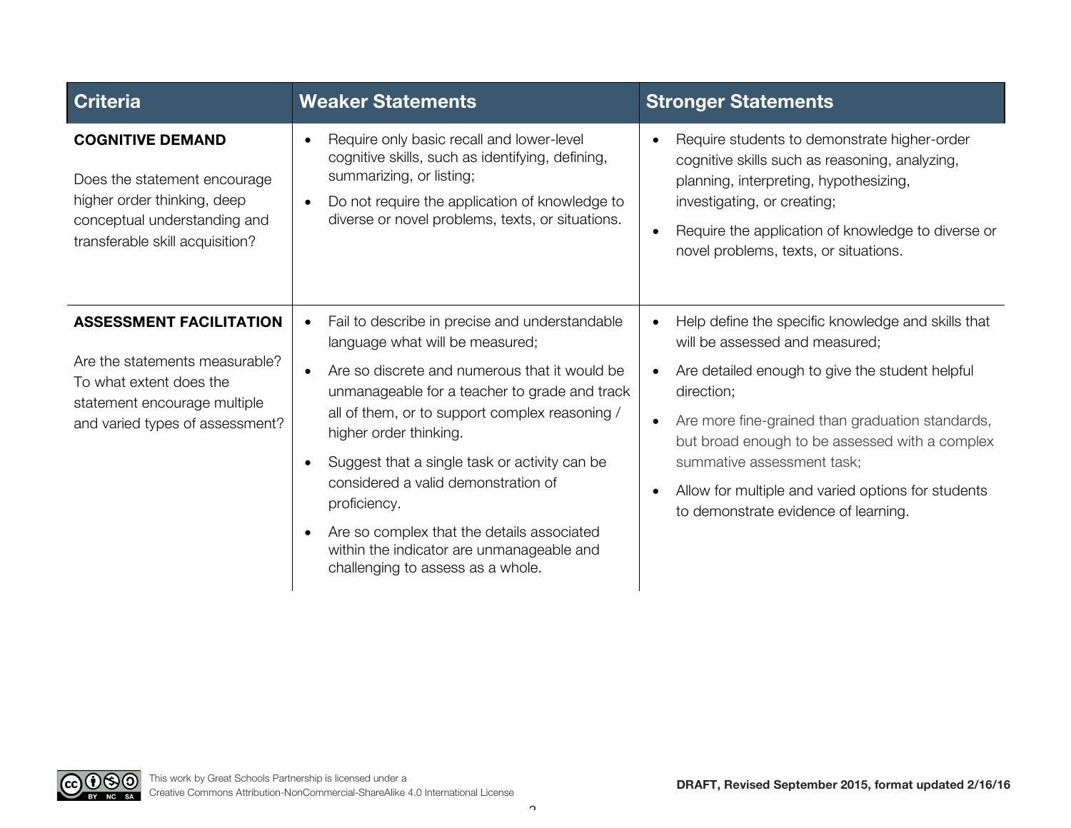| Criteria | Weaker Statements | Stronger Statements |
|---|---|---|
| **COGNITIVE DEMAND**<br><br>Does the statement encourage higher order thinking, deep conceptual understanding and transferable skill acquisition? | • Require only basic recall and lower-level cognitive skills, such as identifying, defining, summarizing, or listing;<br>• Do not require the application of knowledge to diverse or novel problems, texts, or situations. | • Require students to demonstrate higher-order cognitive skills such as reasoning, analyzing, planning, interpreting, hypothesizing, investigating, or creating;<br>• Require the application of knowledge to diverse or novel problems, texts, or situations. |
| **ASSESSMENT FACILITATION**<br><br>Are the statements measurable? To what extent does the statement encourage multiple and varied types of assessment? | • Fail to describe in precise and understandable language what will be measured;<br>• Are so discrete and numerous that it would be unmanageable for a teacher to grade and track all of them, or to support complex reasoning / higher order thinking.<br>• Suggest that a single task or activity can be considered a valid demonstration of proficiency.<br>• Are so complex that the details associated within the indicator are unmanageable and challenging to assess as a whole. | • Help define the specific knowledge and skills that will be assessed and measured;<br>• Are detailed enough to give the student helpful direction;<br>• Are more fine-grained than graduation standards, but broad enough to be assessed with a complex summative assessment task;<br>• Allow for multiple and varied options for students to demonstrate evidence of learning. |

This work by Great Schools Partnership is licensed under a Creative Commons Attribution-NonCommercial-ShareAlike 4.0 International License

**DRAFT, Revised September 2015, format updated 2/16/16**